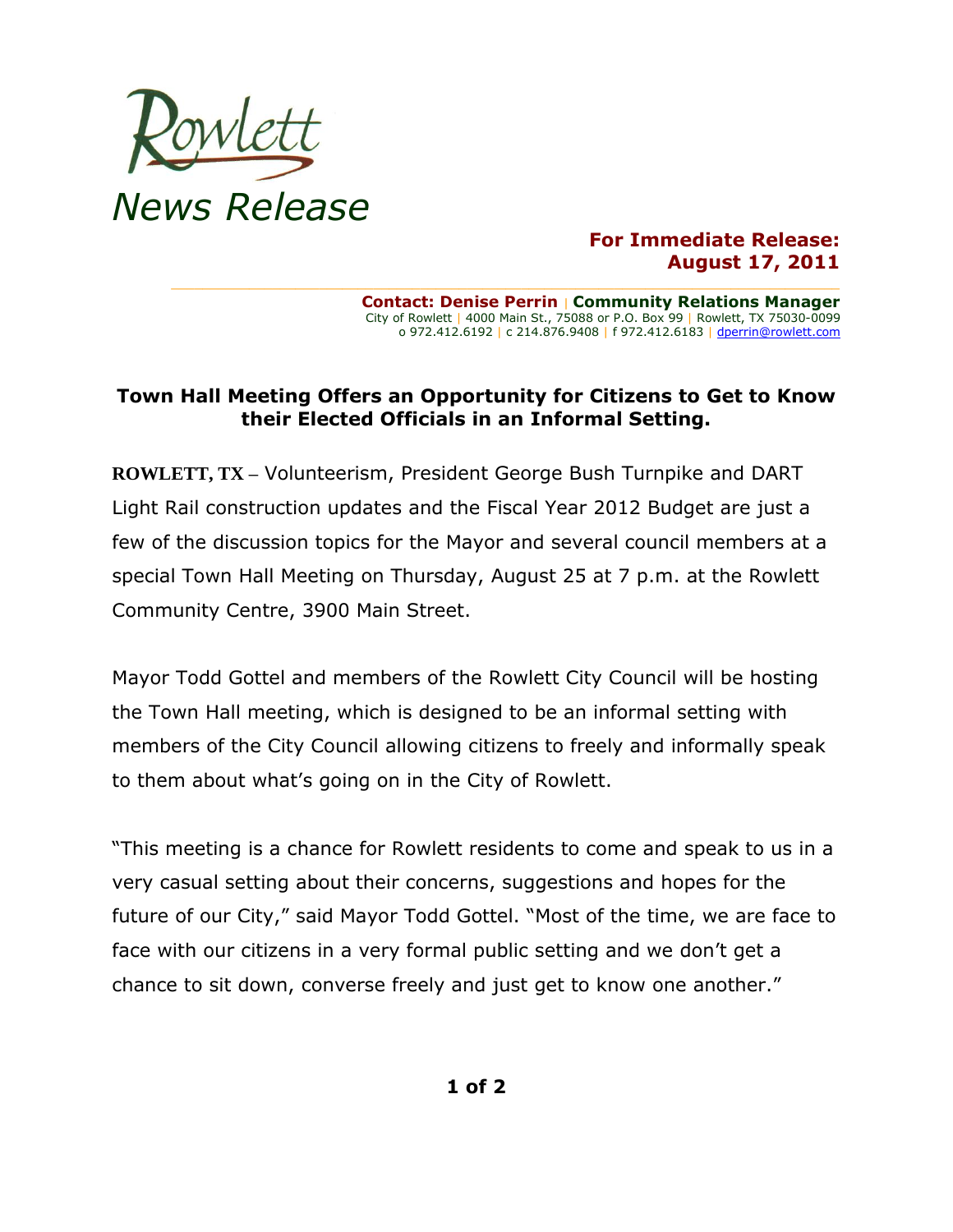Rowlett

*News Release*

**For Immediate Release:**
**August 17, 2011**

**Contact: Denise Perrin | Community Relations Manager**
City of Rowlett | 4000 Main St., 75088 or P.O. Box 99 | Rowlett, TX 75030-0099
o 972.412.6192 | c 214.876.9408 | f 972.412.6183 | dperrin@rowlett.com

## Town Hall Meeting Offers an Opportunity for Citizens to Get to Know their Elected Officials in an Informal Setting.

**ROWLETT, TX** – Volunteerism, President George Bush Turnpike and DART Light Rail construction updates and the Fiscal Year 2012 Budget are just a few of the discussion topics for the Mayor and several council members at a special Town Hall Meeting on Thursday, August 25 at 7 p.m. at the Rowlett Community Centre, 3900 Main Street.

Mayor Todd Gottel and members of the Rowlett City Council will be hosting the Town Hall meeting, which is designed to be an informal setting with members of the City Council allowing citizens to freely and informally speak to them about what's going on in the City of Rowlett.

"This meeting is a chance for Rowlett residents to come and speak to us in a very casual setting about their concerns, suggestions and hopes for the future of our City," said Mayor Todd Gottel. "Most of the time, we are face to face with our citizens in a very formal public setting and we don't get a chance to sit down, converse freely and just get to know one another."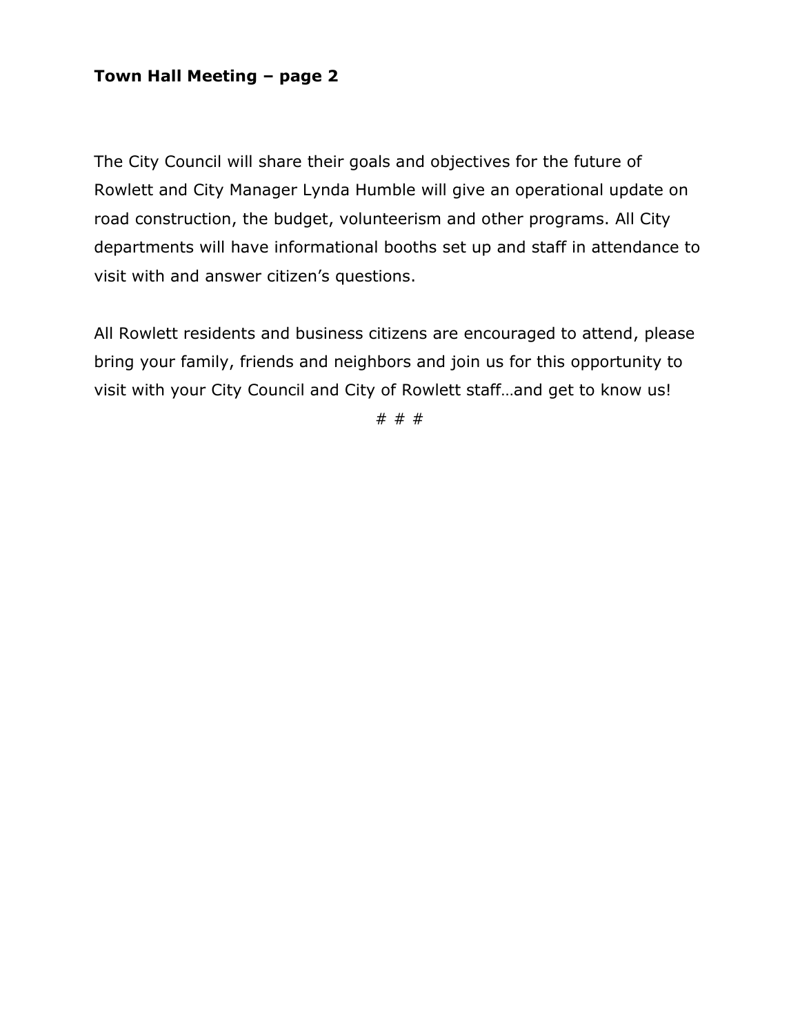The City Council will share their goals and objectives for the future of Rowlett and City Manager Lynda Humble will give an operational update on road construction, the budget, volunteerism and other programs. All City departments will have informational booths set up and staff in attendance to visit with and answer citizen's questions.

All Rowlett residents and business citizens are encouraged to attend, please bring your family, friends and neighbors and join us for this opportunity to visit with your City Council and City of Rowlett staff…and get to know us!

# # #